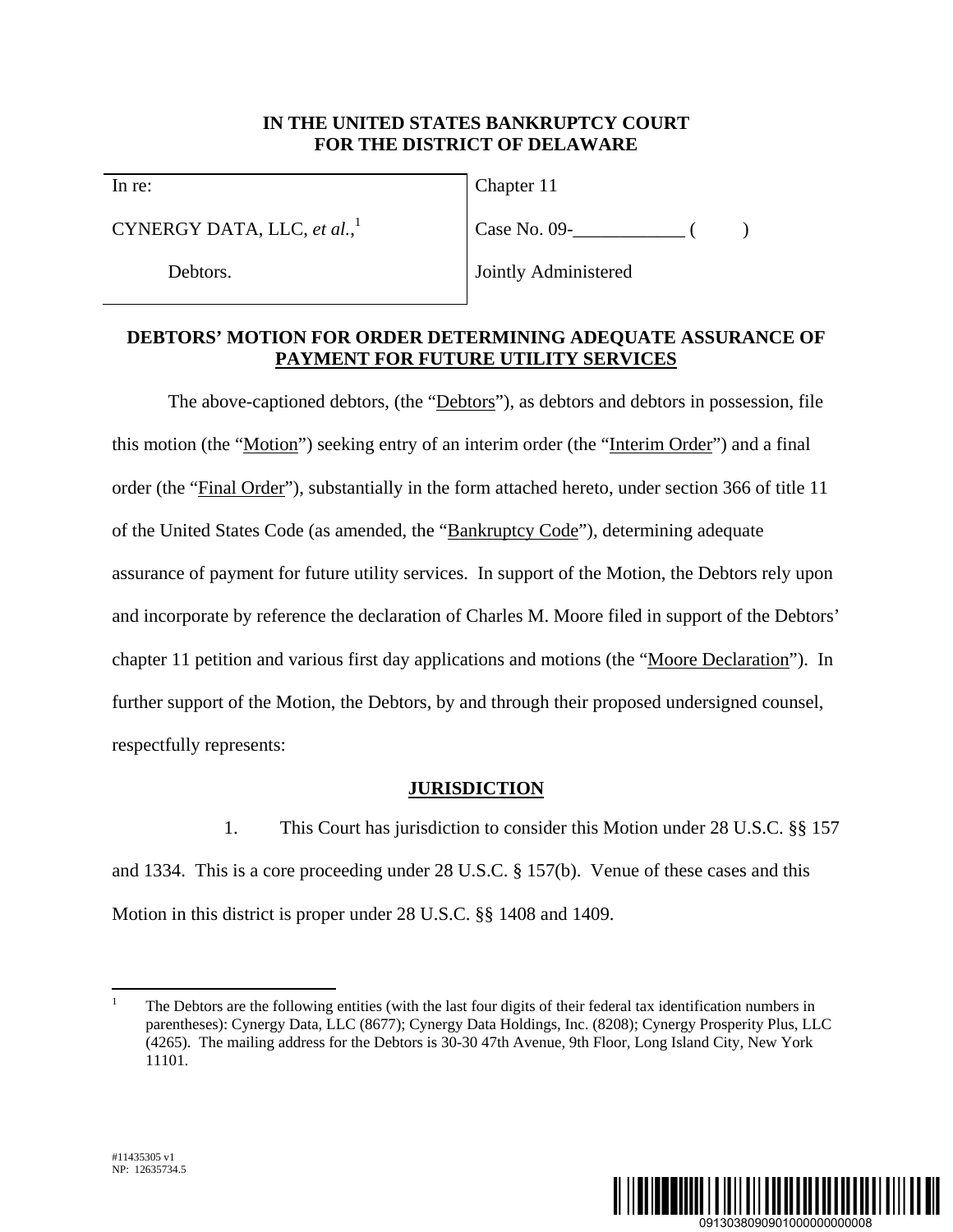**IN THE UNITED STATES BANKRUPTCY COURT**
**FOR THE DISTRICT OF DELAWARE**

| | |
|---|---|
| In re: | Chapter 11 |
| CYNERGY DATA, LLC, *et al.*,[1] | Case No. 09-____________ (        ) |
| Debtors. | Jointly Administered |

## DEBTORS' MOTION FOR ORDER DETERMINING ADEQUATE ASSURANCE OF PAYMENT FOR FUTURE UTILITY SERVICES

The above-captioned debtors, (the "Debtors"), as debtors and debtors in possession, file this motion (the "Motion") seeking entry of an interim order (the "Interim Order") and a final order (the "Final Order"), substantially in the form attached hereto, under section 366 of title 11 of the United States Code (as amended, the "Bankruptcy Code"), determining adequate assurance of payment for future utility services. In support of the Motion, the Debtors rely upon and incorporate by reference the declaration of Charles M. Moore filed in support of the Debtors' chapter 11 petition and various first day applications and motions (the "Moore Declaration"). In further support of the Motion, the Debtors, by and through their proposed undersigned counsel, respectfully represents:

## JURISDICTION

1. This Court has jurisdiction to consider this Motion under 28 U.S.C. §§ 157 and 1334. This is a core proceeding under 28 U.S.C. § 157(b). Venue of these cases and this Motion in this district is proper under 28 U.S.C. §§ 1408 and 1409.

---

[1] The Debtors are the following entities (with the last four digits of their federal tax identification numbers in parentheses): Cynergy Data, LLC (8677); Cynergy Data Holdings, Inc. (8208); Cynergy Prosperity Plus, LLC (4265). The mailing address for the Debtors is 30-30 47th Avenue, 9th Floor, Long Island City, New York 11101.

#11435305 v1
NP: 12635734.5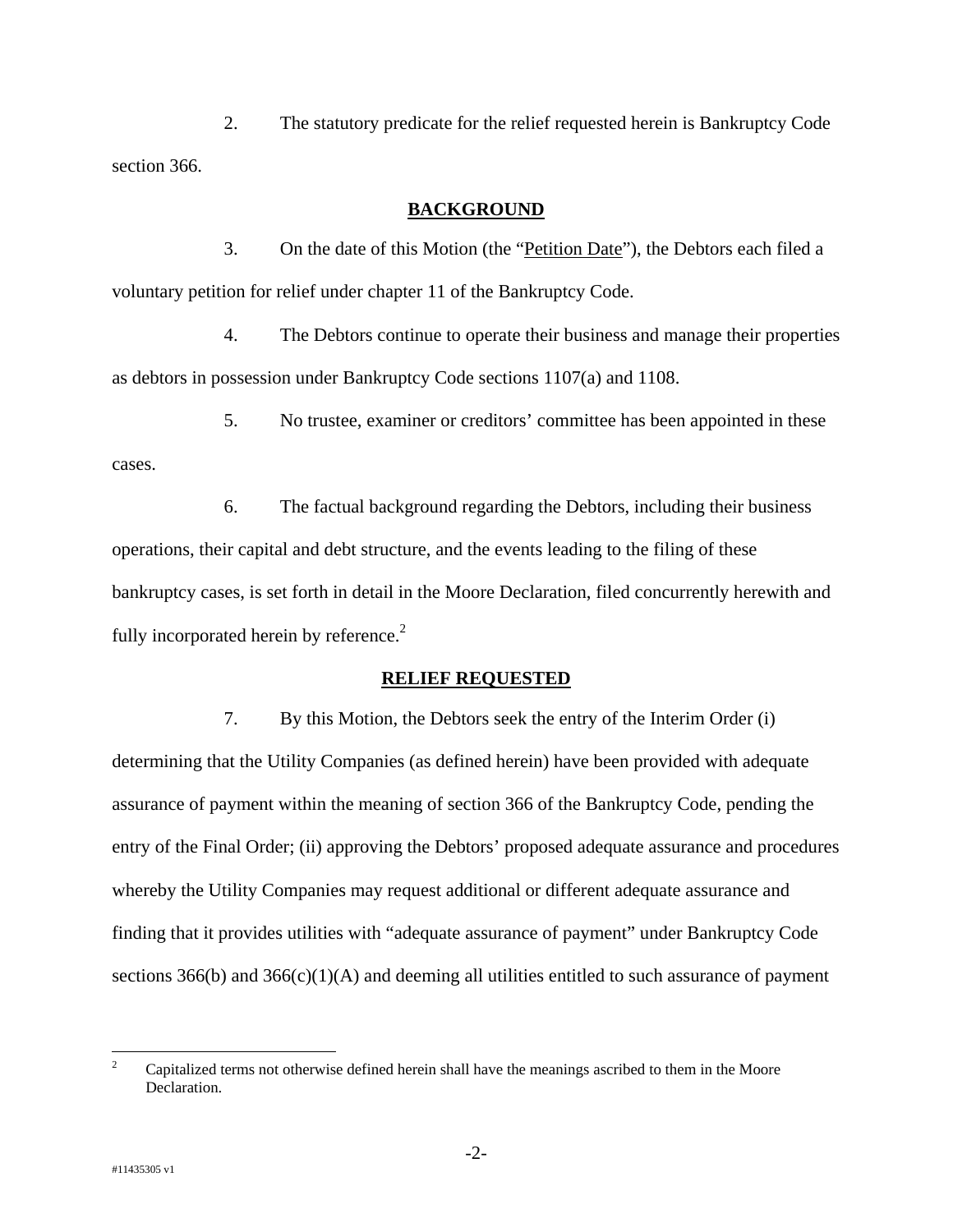2. The statutory predicate for the relief requested herein is Bankruptcy Code section 366.

## BACKGROUND

3. On the date of this Motion (the "Petition Date"), the Debtors each filed a voluntary petition for relief under chapter 11 of the Bankruptcy Code.

4. The Debtors continue to operate their business and manage their properties as debtors in possession under Bankruptcy Code sections 1107(a) and 1108.

5. No trustee, examiner or creditors' committee has been appointed in these cases.

6. The factual background regarding the Debtors, including their business operations, their capital and debt structure, and the events leading to the filing of these bankruptcy cases, is set forth in detail in the Moore Declaration, filed concurrently herewith and fully incorporated herein by reference.[2]

## RELIEF REQUESTED

7. By this Motion, the Debtors seek the entry of the Interim Order (i) determining that the Utility Companies (as defined herein) have been provided with adequate assurance of payment within the meaning of section 366 of the Bankruptcy Code, pending the entry of the Final Order; (ii) approving the Debtors' proposed adequate assurance and procedures whereby the Utility Companies may request additional or different adequate assurance and finding that it provides utilities with "adequate assurance of payment" under Bankruptcy Code sections 366(b) and 366(c)(1)(A) and deeming all utilities entitled to such assurance of payment

[2] Capitalized terms not otherwise defined herein shall have the meanings ascribed to them in the Moore Declaration.

#11435305 v1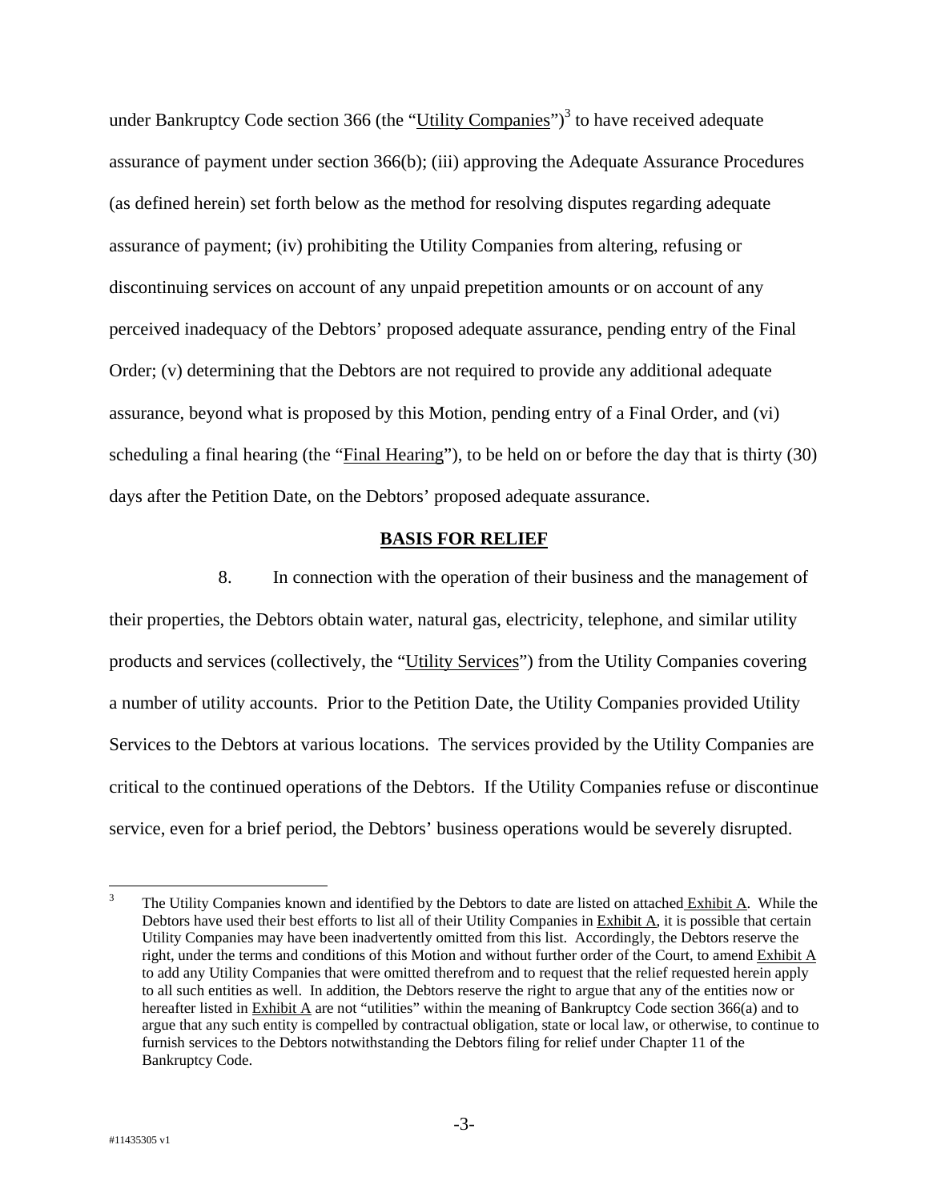under Bankruptcy Code section 366 (the "Utility Companies")[3] to have received adequate assurance of payment under section 366(b); (iii) approving the Adequate Assurance Procedures (as defined herein) set forth below as the method for resolving disputes regarding adequate assurance of payment; (iv) prohibiting the Utility Companies from altering, refusing or discontinuing services on account of any unpaid prepetition amounts or on account of any perceived inadequacy of the Debtors' proposed adequate assurance, pending entry of the Final Order; (v) determining that the Debtors are not required to provide any additional adequate assurance, beyond what is proposed by this Motion, pending entry of a Final Order, and (vi) scheduling a final hearing (the "Final Hearing"), to be held on or before the day that is thirty (30) days after the Petition Date, on the Debtors' proposed adequate assurance.

**BASIS FOR RELIEF**

8. In connection with the operation of their business and the management of their properties, the Debtors obtain water, natural gas, electricity, telephone, and similar utility products and services (collectively, the "Utility Services") from the Utility Companies covering a number of utility accounts. Prior to the Petition Date, the Utility Companies provided Utility Services to the Debtors at various locations. The services provided by the Utility Companies are critical to the continued operations of the Debtors. If the Utility Companies refuse or discontinue service, even for a brief period, the Debtors' business operations would be severely disrupted.

---

[3] The Utility Companies known and identified by the Debtors to date are listed on attached Exhibit A. While the Debtors have used their best efforts to list all of their Utility Companies in Exhibit A, it is possible that certain Utility Companies may have been inadvertently omitted from this list. Accordingly, the Debtors reserve the right, under the terms and conditions of this Motion and without further order of the Court, to amend Exhibit A to add any Utility Companies that were omitted therefrom and to request that the relief requested herein apply to all such entities as well. In addition, the Debtors reserve the right to argue that any of the entities now or hereafter listed in Exhibit A are not "utilities" within the meaning of Bankruptcy Code section 366(a) and to argue that any such entity is compelled by contractual obligation, state or local law, or otherwise, to continue to furnish services to the Debtors notwithstanding the Debtors filing for relief under Chapter 11 of the Bankruptcy Code.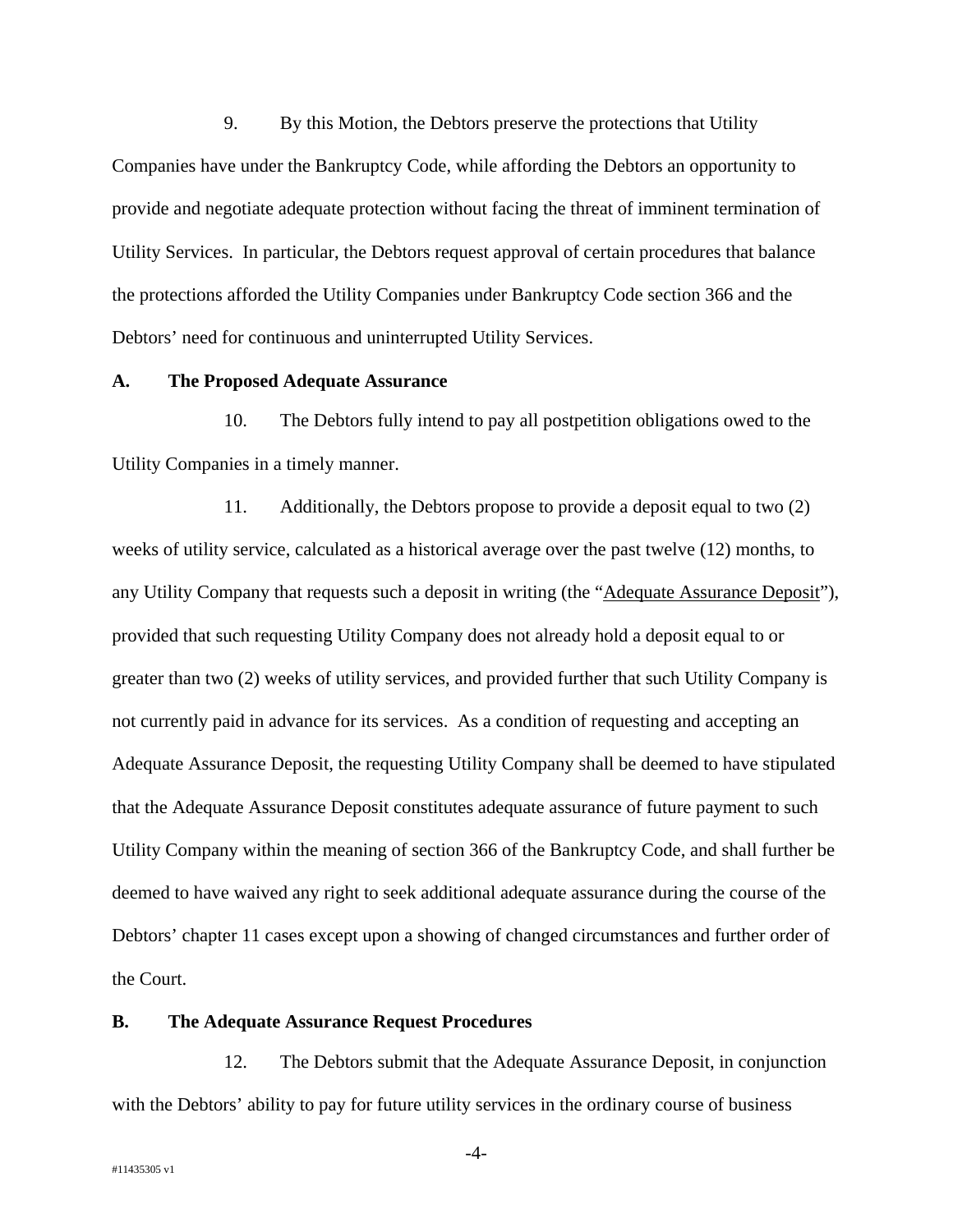9. By this Motion, the Debtors preserve the protections that Utility Companies have under the Bankruptcy Code, while affording the Debtors an opportunity to provide and negotiate adequate protection without facing the threat of imminent termination of Utility Services. In particular, the Debtors request approval of certain procedures that balance the protections afforded the Utility Companies under Bankruptcy Code section 366 and the Debtors' need for continuous and uninterrupted Utility Services.

**A. The Proposed Adequate Assurance**

10. The Debtors fully intend to pay all postpetition obligations owed to the Utility Companies in a timely manner.

11. Additionally, the Debtors propose to provide a deposit equal to two (2) weeks of utility service, calculated as a historical average over the past twelve (12) months, to any Utility Company that requests such a deposit in writing (the "Adequate Assurance Deposit"), provided that such requesting Utility Company does not already hold a deposit equal to or greater than two (2) weeks of utility services, and provided further that such Utility Company is not currently paid in advance for its services. As a condition of requesting and accepting an Adequate Assurance Deposit, the requesting Utility Company shall be deemed to have stipulated that the Adequate Assurance Deposit constitutes adequate assurance of future payment to such Utility Company within the meaning of section 366 of the Bankruptcy Code, and shall further be deemed to have waived any right to seek additional adequate assurance during the course of the Debtors' chapter 11 cases except upon a showing of changed circumstances and further order of the Court.

**B. The Adequate Assurance Request Procedures**

12. The Debtors submit that the Adequate Assurance Deposit, in conjunction with the Debtors' ability to pay for future utility services in the ordinary course of business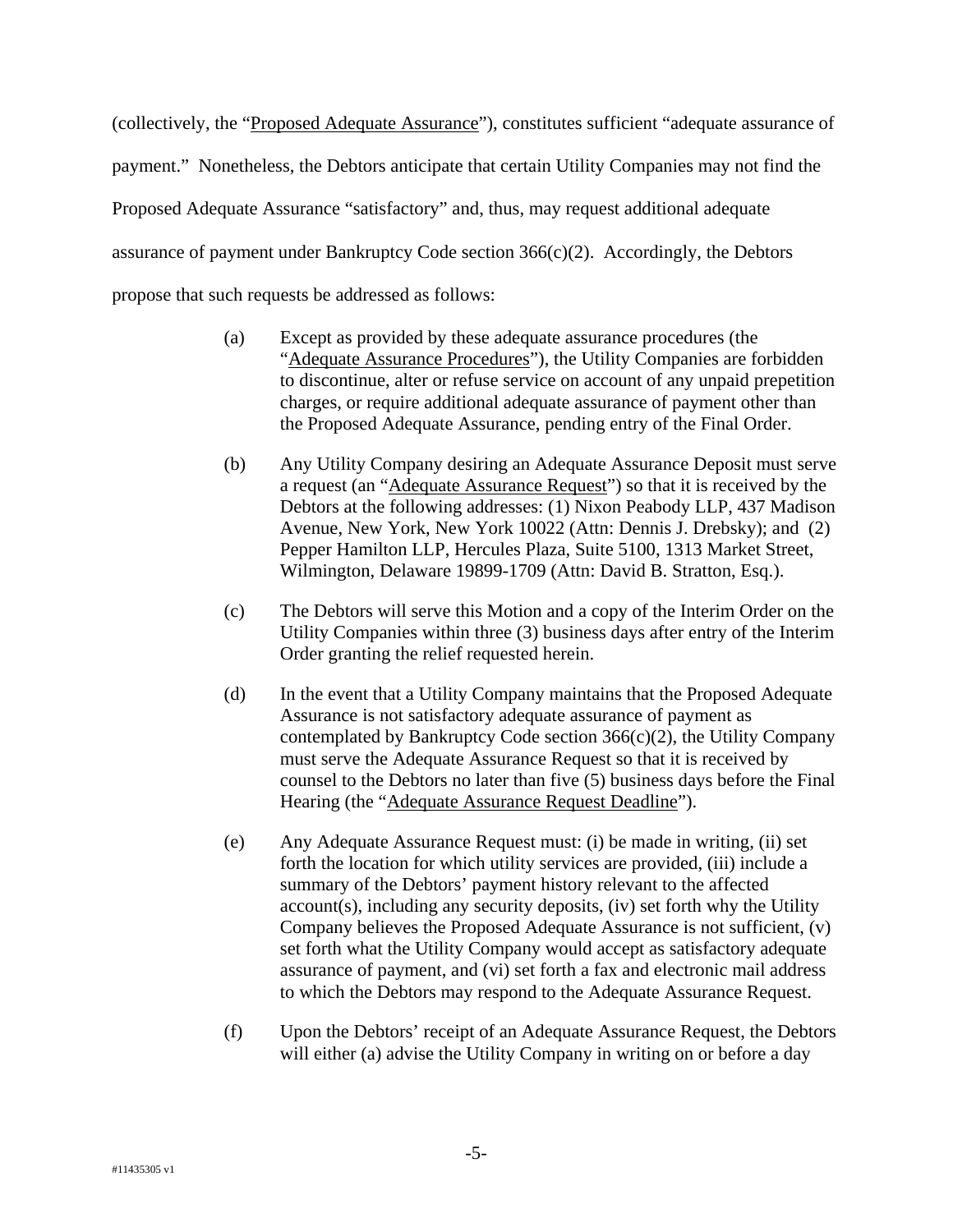(collectively, the "Proposed Adequate Assurance"), constitutes sufficient "adequate assurance of payment." Nonetheless, the Debtors anticipate that certain Utility Companies may not find the Proposed Adequate Assurance "satisfactory" and, thus, may request additional adequate assurance of payment under Bankruptcy Code section 366(c)(2). Accordingly, the Debtors propose that such requests be addressed as follows:

(a) Except as provided by these adequate assurance procedures (the "Adequate Assurance Procedures"), the Utility Companies are forbidden to discontinue, alter or refuse service on account of any unpaid prepetition charges, or require additional adequate assurance of payment other than the Proposed Adequate Assurance, pending entry of the Final Order.

(b) Any Utility Company desiring an Adequate Assurance Deposit must serve a request (an "Adequate Assurance Request") so that it is received by the Debtors at the following addresses: (1) Nixon Peabody LLP, 437 Madison Avenue, New York, New York 10022 (Attn: Dennis J. Drebsky); and (2) Pepper Hamilton LLP, Hercules Plaza, Suite 5100, 1313 Market Street, Wilmington, Delaware 19899-1709 (Attn: David B. Stratton, Esq.).

(c) The Debtors will serve this Motion and a copy of the Interim Order on the Utility Companies within three (3) business days after entry of the Interim Order granting the relief requested herein.

(d) In the event that a Utility Company maintains that the Proposed Adequate Assurance is not satisfactory adequate assurance of payment as contemplated by Bankruptcy Code section 366(c)(2), the Utility Company must serve the Adequate Assurance Request so that it is received by counsel to the Debtors no later than five (5) business days before the Final Hearing (the "Adequate Assurance Request Deadline").

(e) Any Adequate Assurance Request must: (i) be made in writing, (ii) set forth the location for which utility services are provided, (iii) include a summary of the Debtors' payment history relevant to the affected account(s), including any security deposits, (iv) set forth why the Utility Company believes the Proposed Adequate Assurance is not sufficient, (v) set forth what the Utility Company would accept as satisfactory adequate assurance of payment, and (vi) set forth a fax and electronic mail address to which the Debtors may respond to the Adequate Assurance Request.

(f) Upon the Debtors' receipt of an Adequate Assurance Request, the Debtors will either (a) advise the Utility Company in writing on or before a day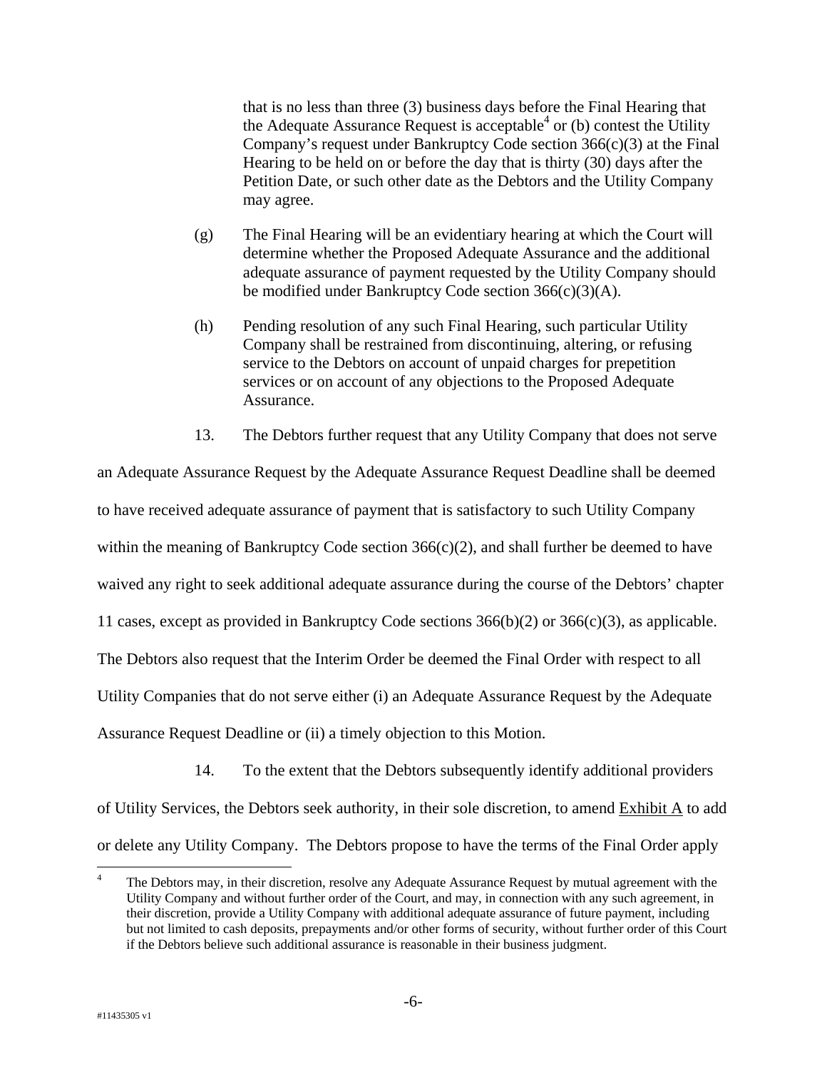that is no less than three (3) business days before the Final Hearing that the Adequate Assurance Request is acceptable[4] or (b) contest the Utility Company's request under Bankruptcy Code section 366(c)(3) at the Final Hearing to be held on or before the day that is thirty (30) days after the Petition Date, or such other date as the Debtors and the Utility Company may agree.

(g) The Final Hearing will be an evidentiary hearing at which the Court will determine whether the Proposed Adequate Assurance and the additional adequate assurance of payment requested by the Utility Company should be modified under Bankruptcy Code section 366(c)(3)(A).

(h) Pending resolution of any such Final Hearing, such particular Utility Company shall be restrained from discontinuing, altering, or refusing service to the Debtors on account of unpaid charges for prepetition services or on account of any objections to the Proposed Adequate Assurance.

13. The Debtors further request that any Utility Company that does not serve an Adequate Assurance Request by the Adequate Assurance Request Deadline shall be deemed to have received adequate assurance of payment that is satisfactory to such Utility Company within the meaning of Bankruptcy Code section 366(c)(2), and shall further be deemed to have waived any right to seek additional adequate assurance during the course of the Debtors' chapter 11 cases, except as provided in Bankruptcy Code sections 366(b)(2) or 366(c)(3), as applicable. The Debtors also request that the Interim Order be deemed the Final Order with respect to all Utility Companies that do not serve either (i) an Adequate Assurance Request by the Adequate Assurance Request Deadline or (ii) a timely objection to this Motion.

14. To the extent that the Debtors subsequently identify additional providers of Utility Services, the Debtors seek authority, in their sole discretion, to amend Exhibit A to add or delete any Utility Company. The Debtors propose to have the terms of the Final Order apply

[4] The Debtors may, in their discretion, resolve any Adequate Assurance Request by mutual agreement with the Utility Company and without further order of the Court, and may, in connection with any such agreement, in their discretion, provide a Utility Company with additional adequate assurance of future payment, including but not limited to cash deposits, prepayments and/or other forms of security, without further order of this Court if the Debtors believe such additional assurance is reasonable in their business judgment.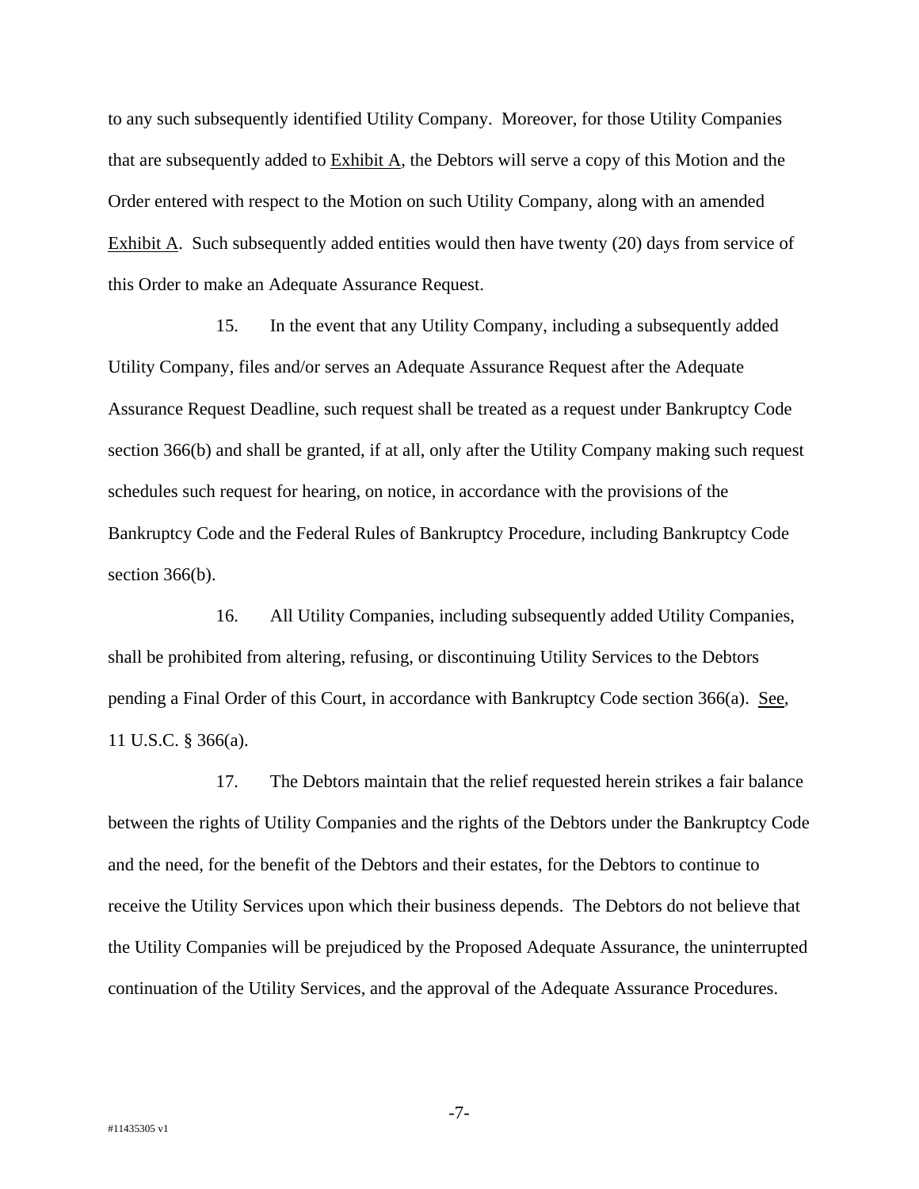to any such subsequently identified Utility Company. Moreover, for those Utility Companies that are subsequently added to Exhibit A, the Debtors will serve a copy of this Motion and the Order entered with respect to the Motion on such Utility Company, along with an amended Exhibit A. Such subsequently added entities would then have twenty (20) days from service of this Order to make an Adequate Assurance Request.

15. In the event that any Utility Company, including a subsequently added Utility Company, files and/or serves an Adequate Assurance Request after the Adequate Assurance Request Deadline, such request shall be treated as a request under Bankruptcy Code section 366(b) and shall be granted, if at all, only after the Utility Company making such request schedules such request for hearing, on notice, in accordance with the provisions of the Bankruptcy Code and the Federal Rules of Bankruptcy Procedure, including Bankruptcy Code section 366(b).

16. All Utility Companies, including subsequently added Utility Companies, shall be prohibited from altering, refusing, or discontinuing Utility Services to the Debtors pending a Final Order of this Court, in accordance with Bankruptcy Code section 366(a). See, 11 U.S.C. § 366(a).

17. The Debtors maintain that the relief requested herein strikes a fair balance between the rights of Utility Companies and the rights of the Debtors under the Bankruptcy Code and the need, for the benefit of the Debtors and their estates, for the Debtors to continue to receive the Utility Services upon which their business depends. The Debtors do not believe that the Utility Companies will be prejudiced by the Proposed Adequate Assurance, the uninterrupted continuation of the Utility Services, and the approval of the Adequate Assurance Procedures.

#11435305 v1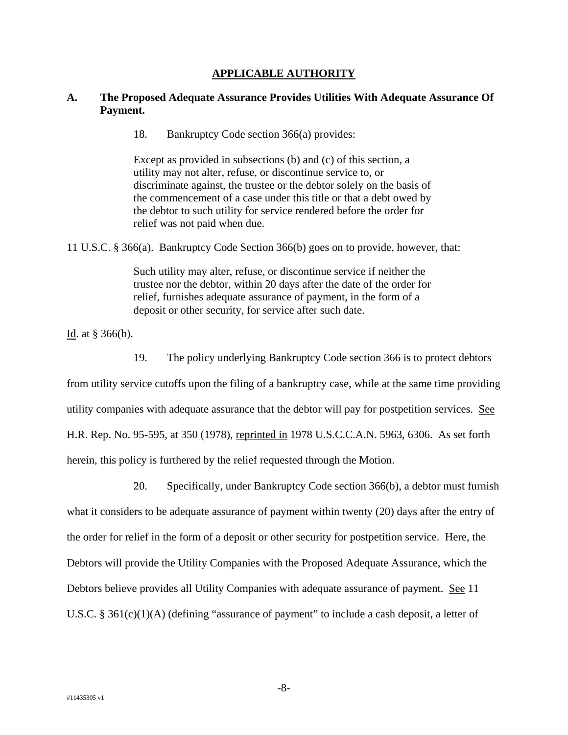## APPLICABLE AUTHORITY

### A. The Proposed Adequate Assurance Provides Utilities With Adequate Assurance Of Payment.

18. Bankruptcy Code section 366(a) provides:

> Except as provided in subsections (b) and (c) of this section, a utility may not alter, refuse, or discontinue service to, or discriminate against, the trustee or the debtor solely on the basis of the commencement of a case under this title or that a debt owed by the debtor to such utility for service rendered before the order for relief was not paid when due.

11 U.S.C. § 366(a). Bankruptcy Code Section 366(b) goes on to provide, however, that:

> Such utility may alter, refuse, or discontinue service if neither the trustee nor the debtor, within 20 days after the date of the order for relief, furnishes adequate assurance of payment, in the form of a deposit or other security, for service after such date.

Id. at § 366(b).

19. The policy underlying Bankruptcy Code section 366 is to protect debtors from utility service cutoffs upon the filing of a bankruptcy case, while at the same time providing utility companies with adequate assurance that the debtor will pay for postpetition services. See H.R. Rep. No. 95-595, at 350 (1978), reprinted in 1978 U.S.C.C.A.N. 5963, 6306. As set forth herein, this policy is furthered by the relief requested through the Motion.

20. Specifically, under Bankruptcy Code section 366(b), a debtor must furnish what it considers to be adequate assurance of payment within twenty (20) days after the entry of the order for relief in the form of a deposit or other security for postpetition service. Here, the Debtors will provide the Utility Companies with the Proposed Adequate Assurance, which the Debtors believe provides all Utility Companies with adequate assurance of payment. See 11 U.S.C. § 361(c)(1)(A) (defining "assurance of payment" to include a cash deposit, a letter of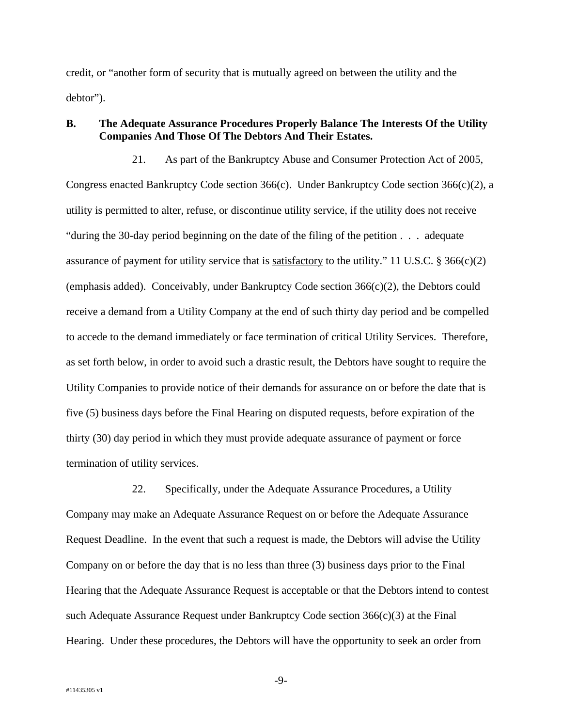credit, or "another form of security that is mutually agreed on between the utility and the debtor").

### B. The Adequate Assurance Procedures Properly Balance The Interests Of the Utility Companies And Those Of The Debtors And Their Estates.

21. As part of the Bankruptcy Abuse and Consumer Protection Act of 2005, Congress enacted Bankruptcy Code section 366(c). Under Bankruptcy Code section 366(c)(2), a utility is permitted to alter, refuse, or discontinue utility service, if the utility does not receive "during the 30-day period beginning on the date of the filing of the petition . . . adequate assurance of payment for utility service that is <u>satisfactory</u> to the utility." 11 U.S.C. § 366(c)(2) (emphasis added). Conceivably, under Bankruptcy Code section 366(c)(2), the Debtors could receive a demand from a Utility Company at the end of such thirty day period and be compelled to accede to the demand immediately or face termination of critical Utility Services. Therefore, as set forth below, in order to avoid such a drastic result, the Debtors have sought to require the Utility Companies to provide notice of their demands for assurance on or before the date that is five (5) business days before the Final Hearing on disputed requests, before expiration of the thirty (30) day period in which they must provide adequate assurance of payment or force termination of utility services.

22. Specifically, under the Adequate Assurance Procedures, a Utility Company may make an Adequate Assurance Request on or before the Adequate Assurance Request Deadline. In the event that such a request is made, the Debtors will advise the Utility Company on or before the day that is no less than three (3) business days prior to the Final Hearing that the Adequate Assurance Request is acceptable or that the Debtors intend to contest such Adequate Assurance Request under Bankruptcy Code section 366(c)(3) at the Final Hearing. Under these procedures, the Debtors will have the opportunity to seek an order from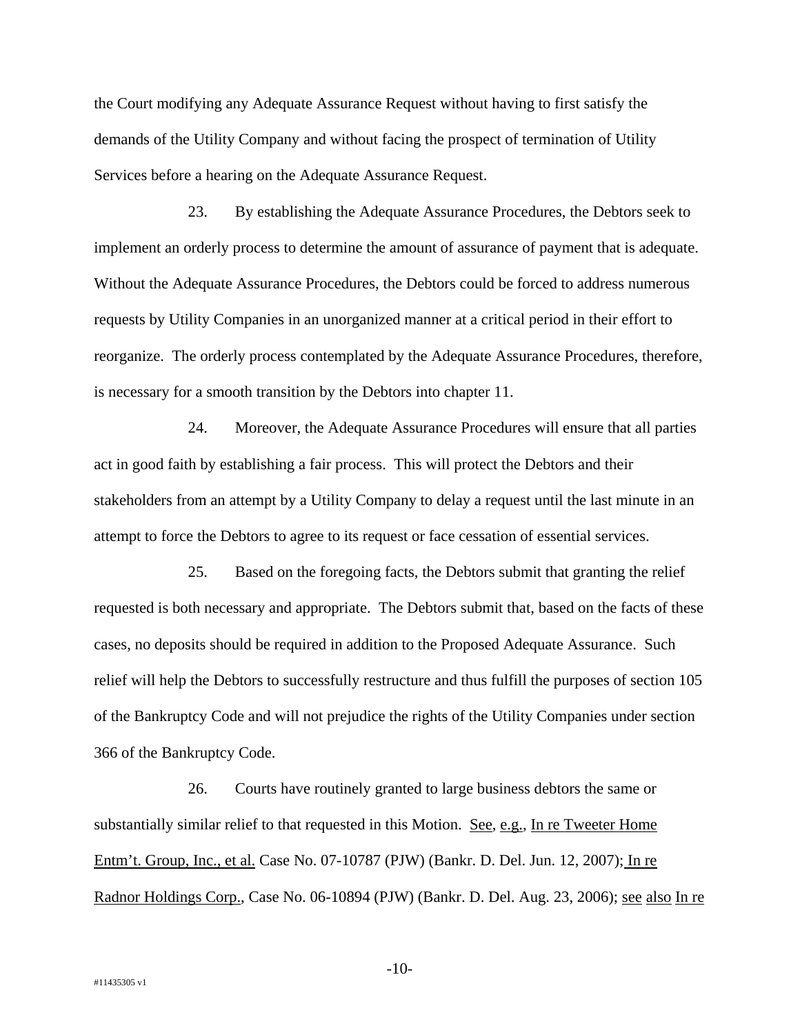the Court modifying any Adequate Assurance Request without having to first satisfy the demands of the Utility Company and without facing the prospect of termination of Utility Services before a hearing on the Adequate Assurance Request.

23. By establishing the Adequate Assurance Procedures, the Debtors seek to implement an orderly process to determine the amount of assurance of payment that is adequate. Without the Adequate Assurance Procedures, the Debtors could be forced to address numerous requests by Utility Companies in an unorganized manner at a critical period in their effort to reorganize. The orderly process contemplated by the Adequate Assurance Procedures, therefore, is necessary for a smooth transition by the Debtors into chapter 11.

24. Moreover, the Adequate Assurance Procedures will ensure that all parties act in good faith by establishing a fair process. This will protect the Debtors and their stakeholders from an attempt by a Utility Company to delay a request until the last minute in an attempt to force the Debtors to agree to its request or face cessation of essential services.

25. Based on the foregoing facts, the Debtors submit that granting the relief requested is both necessary and appropriate. The Debtors submit that, based on the facts of these cases, no deposits should be required in addition to the Proposed Adequate Assurance. Such relief will help the Debtors to successfully restructure and thus fulfill the purposes of section 105 of the Bankruptcy Code and will not prejudice the rights of the Utility Companies under section 366 of the Bankruptcy Code.

26. Courts have routinely granted to large business debtors the same or substantially similar relief to that requested in this Motion. See, e.g., In re Tweeter Home Entm't. Group, Inc., et al. Case No. 07-10787 (PJW) (Bankr. D. Del. Jun. 12, 2007); In re Radnor Holdings Corp., Case No. 06-10894 (PJW) (Bankr. D. Del. Aug. 23, 2006); see also In re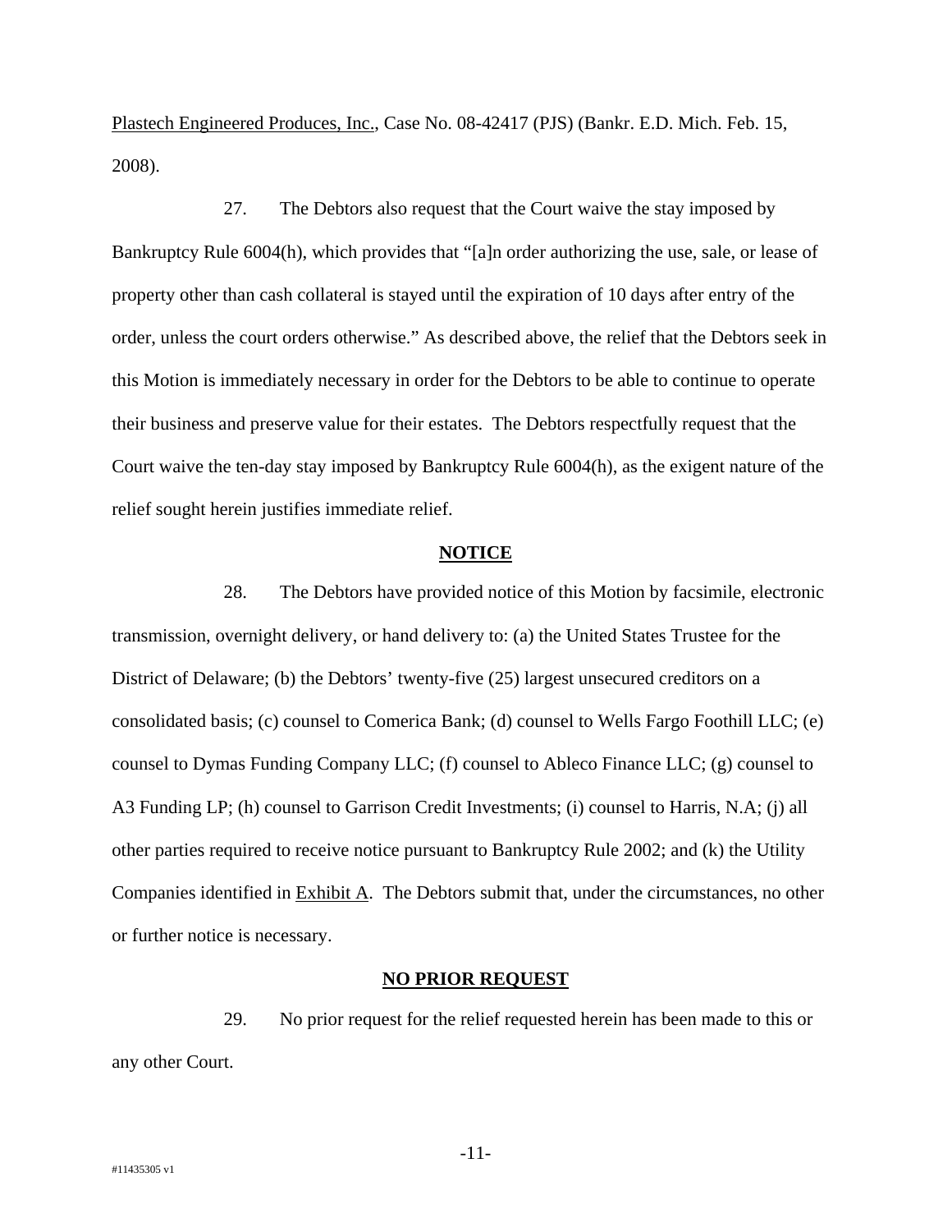Plastech Engineered Produces, Inc., Case No. 08-42417 (PJS) (Bankr. E.D. Mich. Feb. 15, 2008).

27. The Debtors also request that the Court waive the stay imposed by Bankruptcy Rule 6004(h), which provides that "[a]n order authorizing the use, sale, or lease of property other than cash collateral is stayed until the expiration of 10 days after entry of the order, unless the court orders otherwise." As described above, the relief that the Debtors seek in this Motion is immediately necessary in order for the Debtors to be able to continue to operate their business and preserve value for their estates. The Debtors respectfully request that the Court waive the ten-day stay imposed by Bankruptcy Rule 6004(h), as the exigent nature of the relief sought herein justifies immediate relief.

## NOTICE

28. The Debtors have provided notice of this Motion by facsimile, electronic transmission, overnight delivery, or hand delivery to: (a) the United States Trustee for the District of Delaware; (b) the Debtors' twenty-five (25) largest unsecured creditors on a consolidated basis; (c) counsel to Comerica Bank; (d) counsel to Wells Fargo Foothill LLC; (e) counsel to Dymas Funding Company LLC; (f) counsel to Ableco Finance LLC; (g) counsel to A3 Funding LP; (h) counsel to Garrison Credit Investments; (i) counsel to Harris, N.A; (j) all other parties required to receive notice pursuant to Bankruptcy Rule 2002; and (k) the Utility Companies identified in Exhibit A. The Debtors submit that, under the circumstances, no other or further notice is necessary.

## NO PRIOR REQUEST

29. No prior request for the relief requested herein has been made to this or any other Court.

#11435305 v1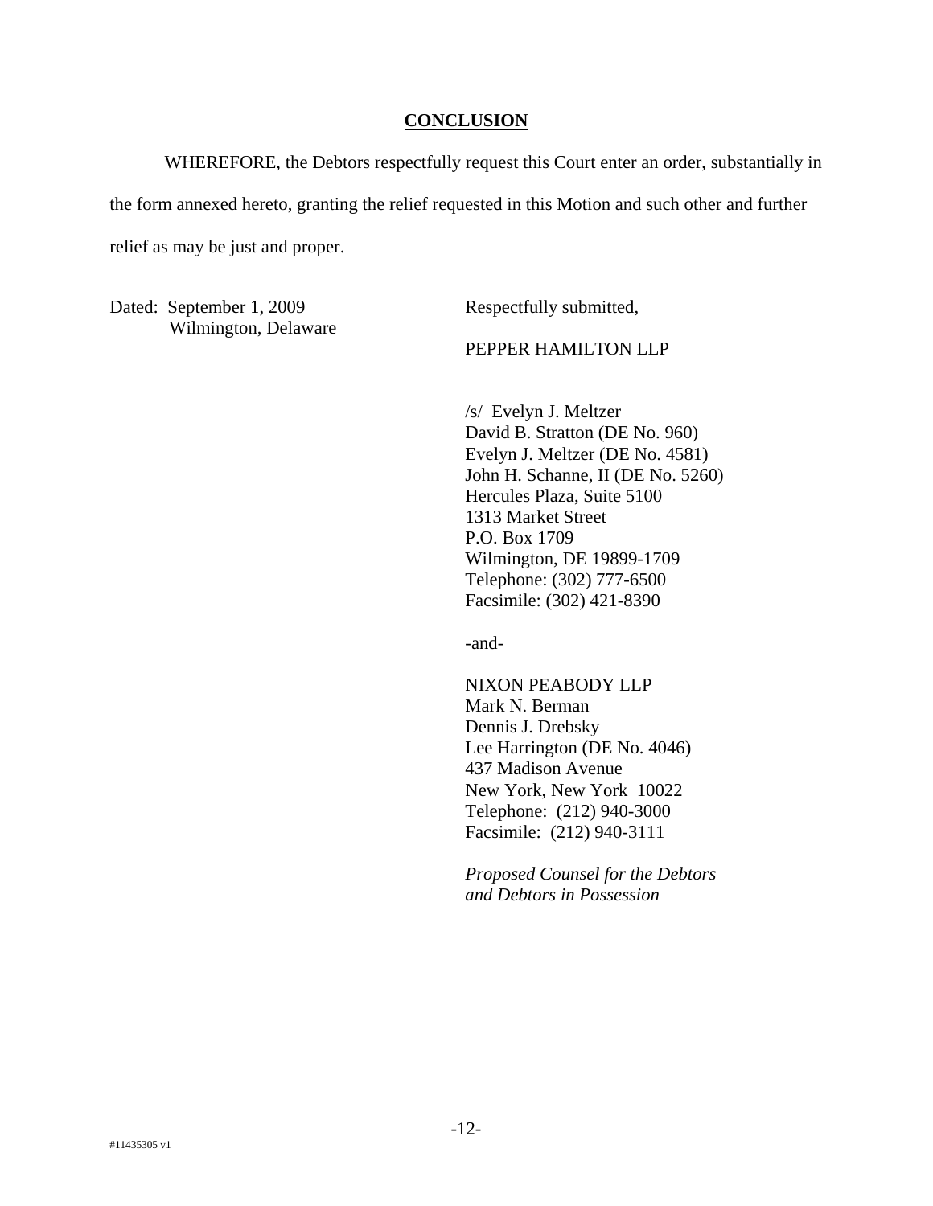## CONCLUSION

WHEREFORE, the Debtors respectfully request this Court enter an order, substantially in the form annexed hereto, granting the relief requested in this Motion and such other and further relief as may be just and proper.

Dated: September 1, 2009
Wilmington, Delaware

Respectfully submitted,

PEPPER HAMILTON LLP

/s/ Evelyn J. Meltzer
David B. Stratton (DE No. 960)
Evelyn J. Meltzer (DE No. 4581)
John H. Schanne, II (DE No. 5260)
Hercules Plaza, Suite 5100
1313 Market Street
P.O. Box 1709
Wilmington, DE 19899-1709
Telephone: (302) 777-6500
Facsimile: (302) 421-8390

-and-

NIXON PEABODY LLP
Mark N. Berman
Dennis J. Drebsky
Lee Harrington (DE No. 4046)
437 Madison Avenue
New York, New York 10022
Telephone: (212) 940-3000
Facsimile: (212) 940-3111

*Proposed Counsel for the Debtors and Debtors in Possession*

#11435305 v1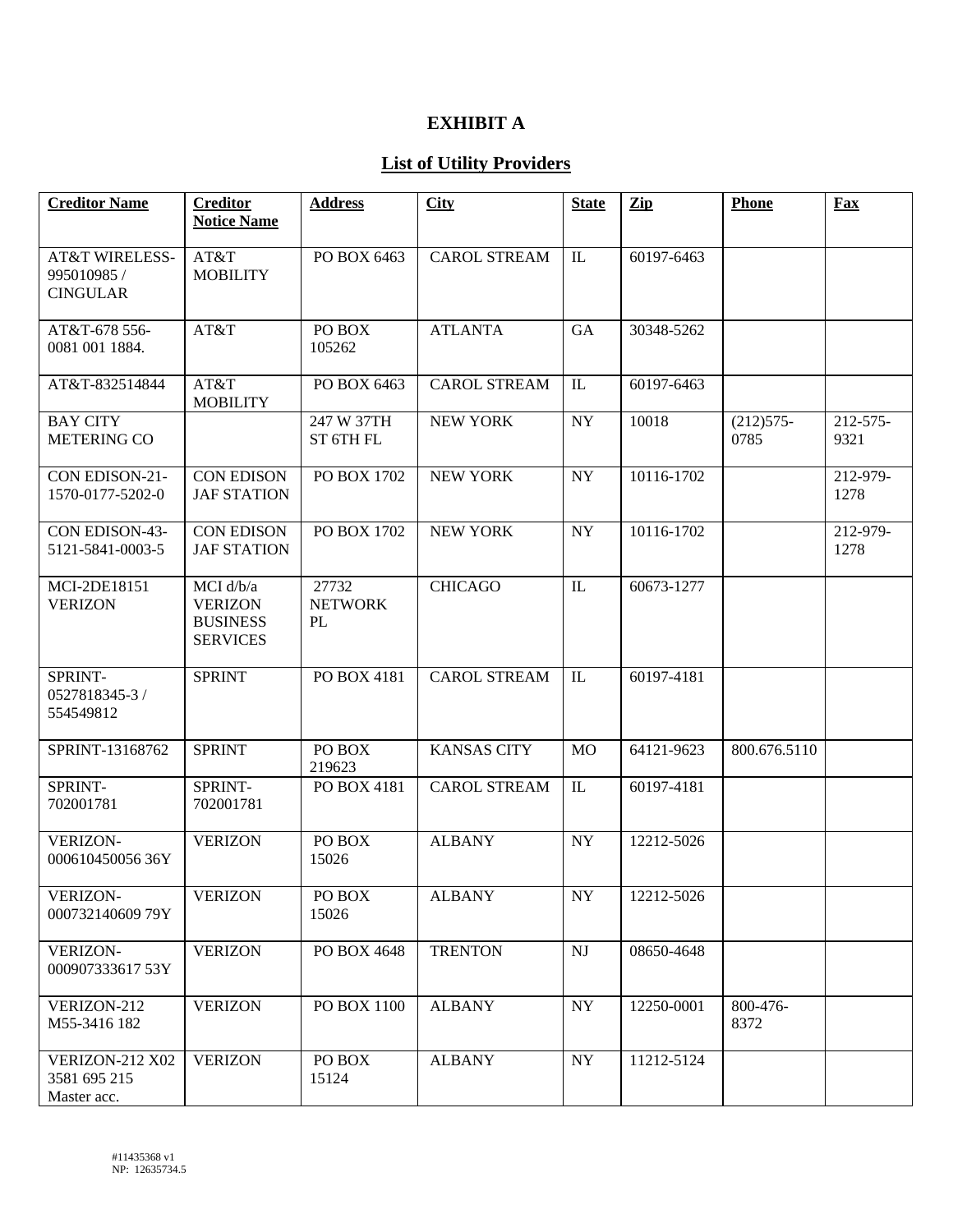# EXHIBIT A

## List of Utility Providers

| Creditor Name | Creditor Notice Name | Address | City | State | Zip | Phone | Fax |
|---|---|---|---|---|---|---|---|
| AT&T WIRELESS-995010985 / CINGULAR | AT&T MOBILITY | PO BOX 6463 | CAROL STREAM | IL | 60197-6463 | | |
| AT&T-678 556-0081 001 1884. | AT&T | PO BOX 105262 | ATLANTA | GA | 30348-5262 | | |
| AT&T-832514844 | AT&T MOBILITY | PO BOX 6463 | CAROL STREAM | IL | 60197-6463 | | |
| BAY CITY METERING CO | | 247 W 37TH ST 6TH FL | NEW YORK | NY | 10018 | (212)575-0785 | 212-575-9321 |
| CON EDISON-21-1570-0177-5202-0 | CON EDISON JAF STATION | PO BOX 1702 | NEW YORK | NY | 10116-1702 | | 212-979-1278 |
| CON EDISON-43-5121-5841-0003-5 | CON EDISON JAF STATION | PO BOX 1702 | NEW YORK | NY | 10116-1702 | | 212-979-1278 |
| MCI-2DE18151 VERIZON | MCI d/b/a VERIZON BUSINESS SERVICES | 27732 NETWORK PL | CHICAGO | IL | 60673-1277 | | |
| SPRINT-0527818345-3 / 554549812 | SPRINT | PO BOX 4181 | CAROL STREAM | IL | 60197-4181 | | |
| SPRINT-13168762 | SPRINT | PO BOX 219623 | KANSAS CITY | MO | 64121-9623 | 800.676.5110 | |
| SPRINT-702001781 | SPRINT-702001781 | PO BOX 4181 | CAROL STREAM | IL | 60197-4181 | | |
| VERIZON-000610450056 36Y | VERIZON | PO BOX 15026 | ALBANY | NY | 12212-5026 | | |
| VERIZON-000732140609 79Y | VERIZON | PO BOX 15026 | ALBANY | NY | 12212-5026 | | |
| VERIZON-000907333617 53Y | VERIZON | PO BOX 4648 | TRENTON | NJ | 08650-4648 | | |
| VERIZON-212 M55-3416 182 | VERIZON | PO BOX 1100 | ALBANY | NY | 12250-0001 | 800-476-8372 | |
| VERIZON-212 X02 3581 695 215 Master acc. | VERIZON | PO BOX 15124 | ALBANY | NY | 11212-5124 | | |

#11435368 v1
NP: 12635734.5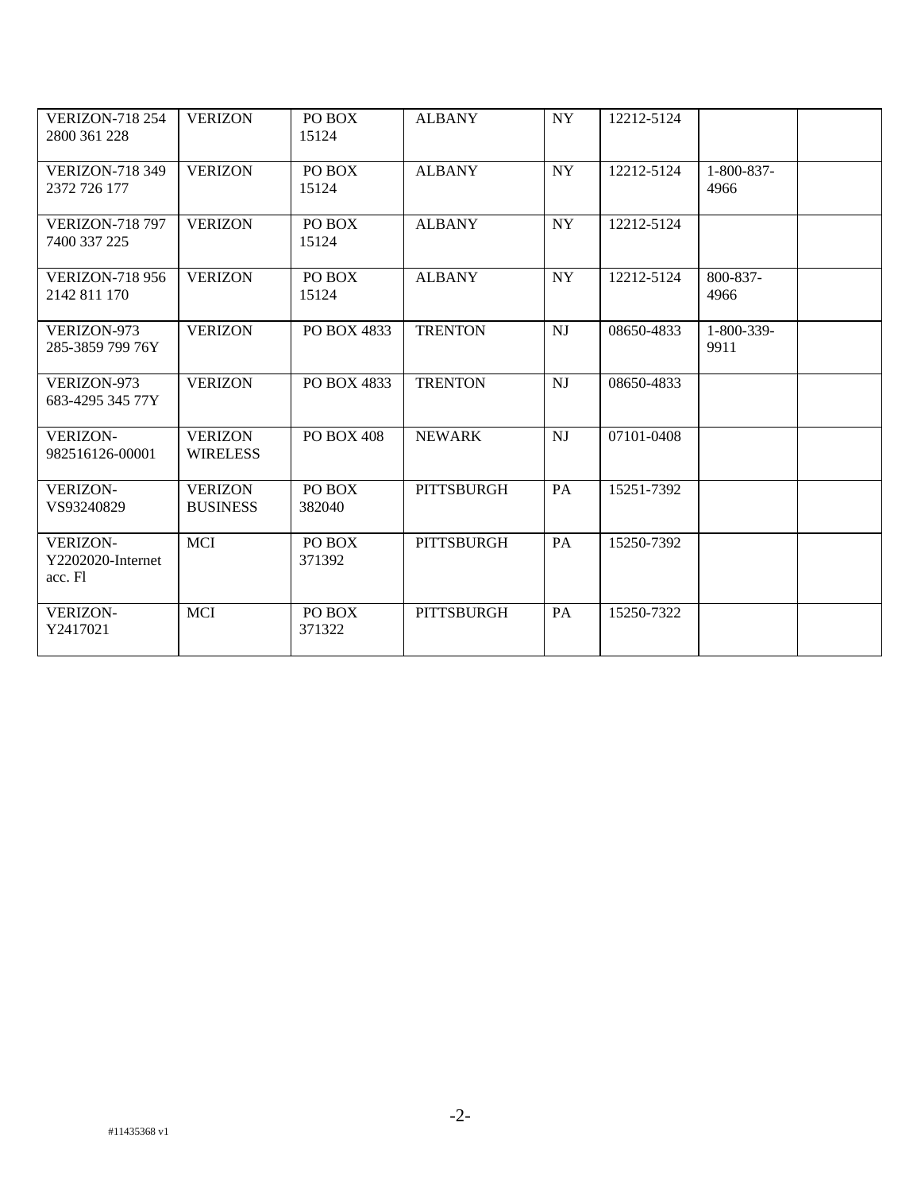| | | | | | | | |
|---|---|---|---|---|---|---|---|
| VERIZON-718 254 2800 361 228 | VERIZON | PO BOX 15124 | ALBANY | NY | 12212-5124 | | |
| VERIZON-718 349 2372 726 177 | VERIZON | PO BOX 15124 | ALBANY | NY | 12212-5124 | 1-800-837-4966 | |
| VERIZON-718 797 7400 337 225 | VERIZON | PO BOX 15124 | ALBANY | NY | 12212-5124 | | |
| VERIZON-718 956 2142 811 170 | VERIZON | PO BOX 15124 | ALBANY | NY | 12212-5124 | 800-837-4966 | |
| VERIZON-973 285-3859 799 76Y | VERIZON | PO BOX 4833 | TRENTON | NJ | 08650-4833 | 1-800-339-9911 | |
| VERIZON-973 683-4295 345 77Y | VERIZON | PO BOX 4833 | TRENTON | NJ | 08650-4833 | | |
| VERIZON-982516126-00001 | VERIZON WIRELESS | PO BOX 408 | NEWARK | NJ | 07101-0408 | | |
| VERIZON-VS93240829 | VERIZON BUSINESS | PO BOX 382040 | PITTSBURGH | PA | 15251-7392 | | |
| VERIZON-Y2202020-Internet acc. Fl | MCI | PO BOX 371392 | PITTSBURGH | PA | 15250-7392 | | |
| VERIZON-Y2417021 | MCI | PO BOX 371322 | PITTSBURGH | PA | 15250-7322 | | |

#11435368 v1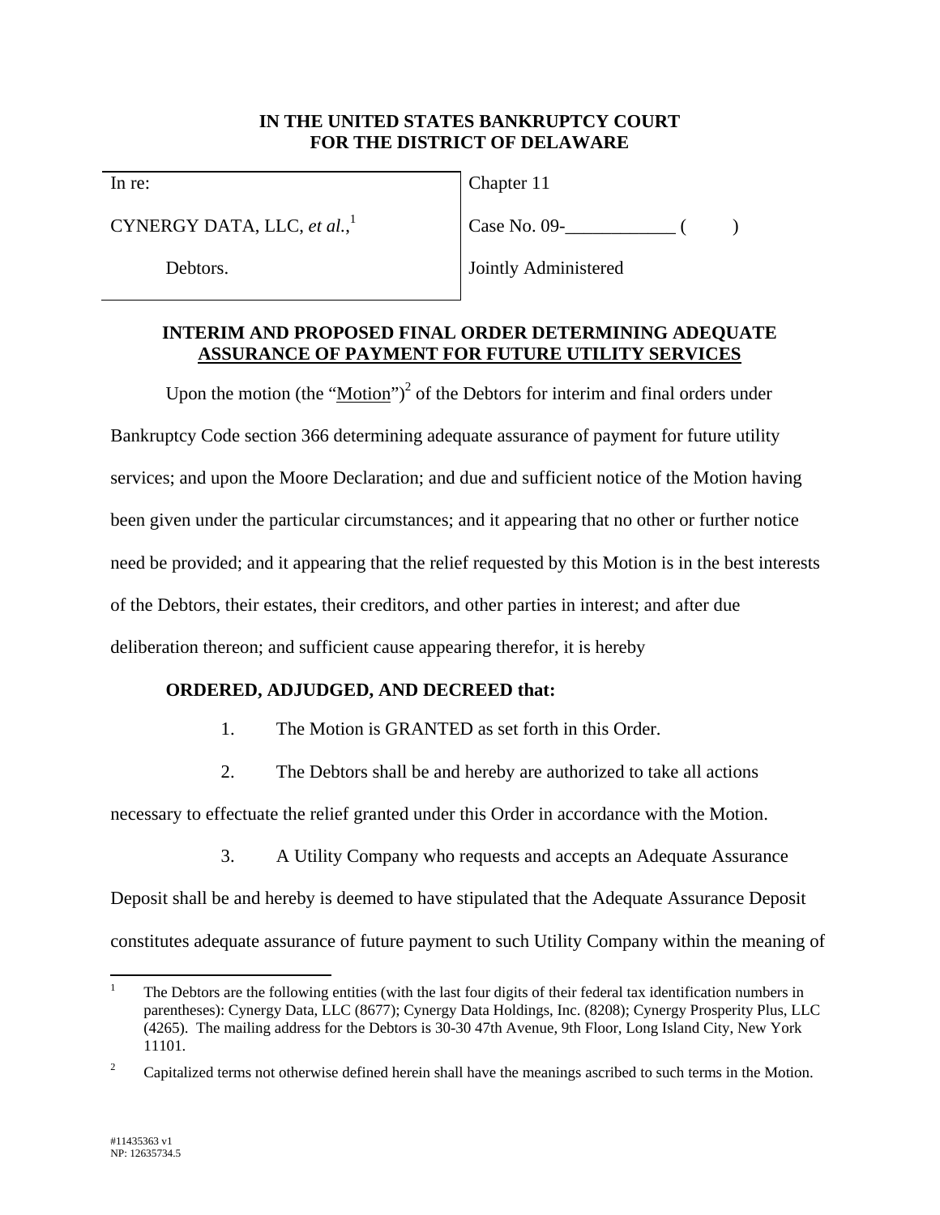**IN THE UNITED STATES BANKRUPTCY COURT**
**FOR THE DISTRICT OF DELAWARE**

| | |
|---|---|
| In re: | Chapter 11 |
| CYNERGY DATA, LLC, *et al.*,[1] | Case No. 09-____________ ( ) |
| Debtors. | Jointly Administered |

**INTERIM AND PROPOSED FINAL ORDER DETERMINING ADEQUATE ASSURANCE OF PAYMENT FOR FUTURE UTILITY SERVICES**

Upon the motion (the "Motion")[2] of the Debtors for interim and final orders under Bankruptcy Code section 366 determining adequate assurance of payment for future utility services; and upon the Moore Declaration; and due and sufficient notice of the Motion having been given under the particular circumstances; and it appearing that no other or further notice need be provided; and it appearing that the relief requested by this Motion is in the best interests of the Debtors, their estates, their creditors, and other parties in interest; and after due deliberation thereon; and sufficient cause appearing therefor, it is hereby

**ORDERED, ADJUDGED, AND DECREED that:**

1. The Motion is GRANTED as set forth in this Order.

2. The Debtors shall be and hereby are authorized to take all actions necessary to effectuate the relief granted under this Order in accordance with the Motion.

3. A Utility Company who requests and accepts an Adequate Assurance Deposit shall be and hereby is deemed to have stipulated that the Adequate Assurance Deposit constitutes adequate assurance of future payment to such Utility Company within the meaning of

---

[1] The Debtors are the following entities (with the last four digits of their federal tax identification numbers in parentheses): Cynergy Data, LLC (8677); Cynergy Data Holdings, Inc. (8208); Cynergy Prosperity Plus, LLC (4265). The mailing address for the Debtors is 30-30 47th Avenue, 9th Floor, Long Island City, New York 11101.

[2] Capitalized terms not otherwise defined herein shall have the meanings ascribed to such terms in the Motion.

#11435363 v1
NP: 12635734.5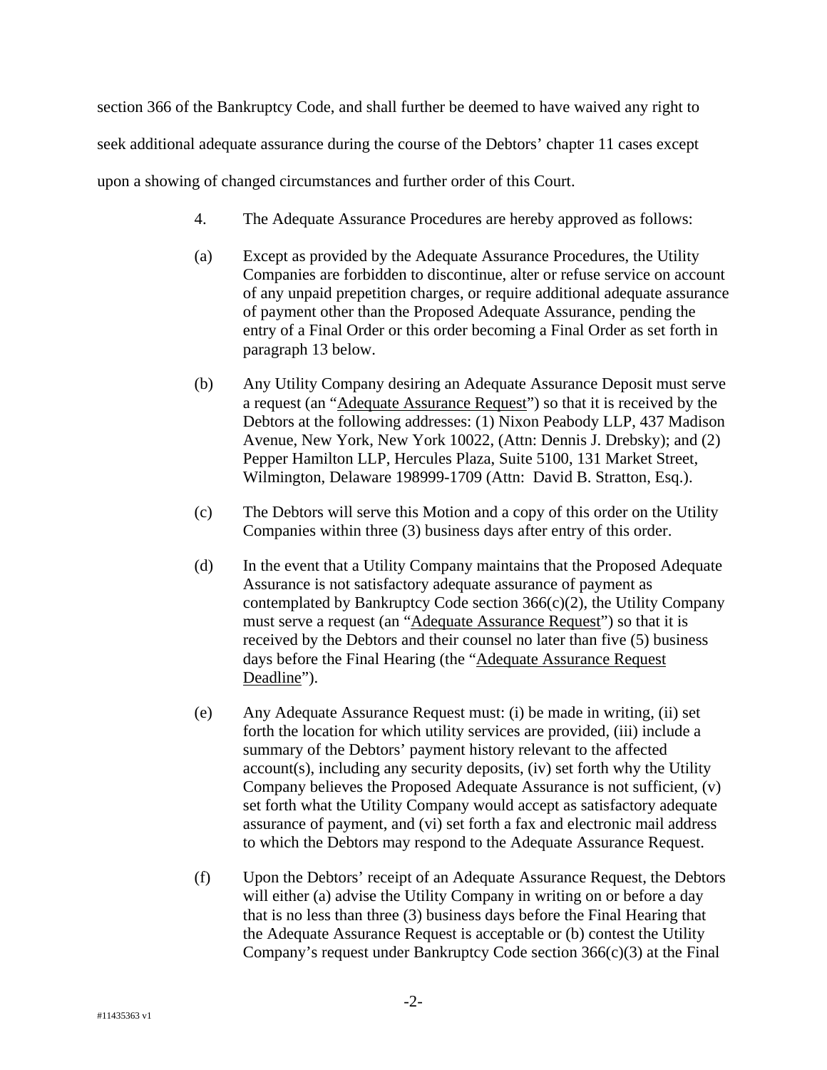section 366 of the Bankruptcy Code, and shall further be deemed to have waived any right to seek additional adequate assurance during the course of the Debtors' chapter 11 cases except upon a showing of changed circumstances and further order of this Court.

4. The Adequate Assurance Procedures are hereby approved as follows:

(a) Except as provided by the Adequate Assurance Procedures, the Utility Companies are forbidden to discontinue, alter or refuse service on account of any unpaid prepetition charges, or require additional adequate assurance of payment other than the Proposed Adequate Assurance, pending the entry of a Final Order or this order becoming a Final Order as set forth in paragraph 13 below.

(b) Any Utility Company desiring an Adequate Assurance Deposit must serve a request (an "Adequate Assurance Request") so that it is received by the Debtors at the following addresses: (1) Nixon Peabody LLP, 437 Madison Avenue, New York, New York 10022, (Attn: Dennis J. Drebsky); and (2) Pepper Hamilton LLP, Hercules Plaza, Suite 5100, 131 Market Street, Wilmington, Delaware 198999-1709 (Attn: David B. Stratton, Esq.).

(c) The Debtors will serve this Motion and a copy of this order on the Utility Companies within three (3) business days after entry of this order.

(d) In the event that a Utility Company maintains that the Proposed Adequate Assurance is not satisfactory adequate assurance of payment as contemplated by Bankruptcy Code section 366(c)(2), the Utility Company must serve a request (an "Adequate Assurance Request") so that it is received by the Debtors and their counsel no later than five (5) business days before the Final Hearing (the "Adequate Assurance Request Deadline").

(e) Any Adequate Assurance Request must: (i) be made in writing, (ii) set forth the location for which utility services are provided, (iii) include a summary of the Debtors' payment history relevant to the affected account(s), including any security deposits, (iv) set forth why the Utility Company believes the Proposed Adequate Assurance is not sufficient, (v) set forth what the Utility Company would accept as satisfactory adequate assurance of payment, and (vi) set forth a fax and electronic mail address to which the Debtors may respond to the Adequate Assurance Request.

(f) Upon the Debtors' receipt of an Adequate Assurance Request, the Debtors will either (a) advise the Utility Company in writing on or before a day that is no less than three (3) business days before the Final Hearing that the Adequate Assurance Request is acceptable or (b) contest the Utility Company's request under Bankruptcy Code section 366(c)(3) at the Final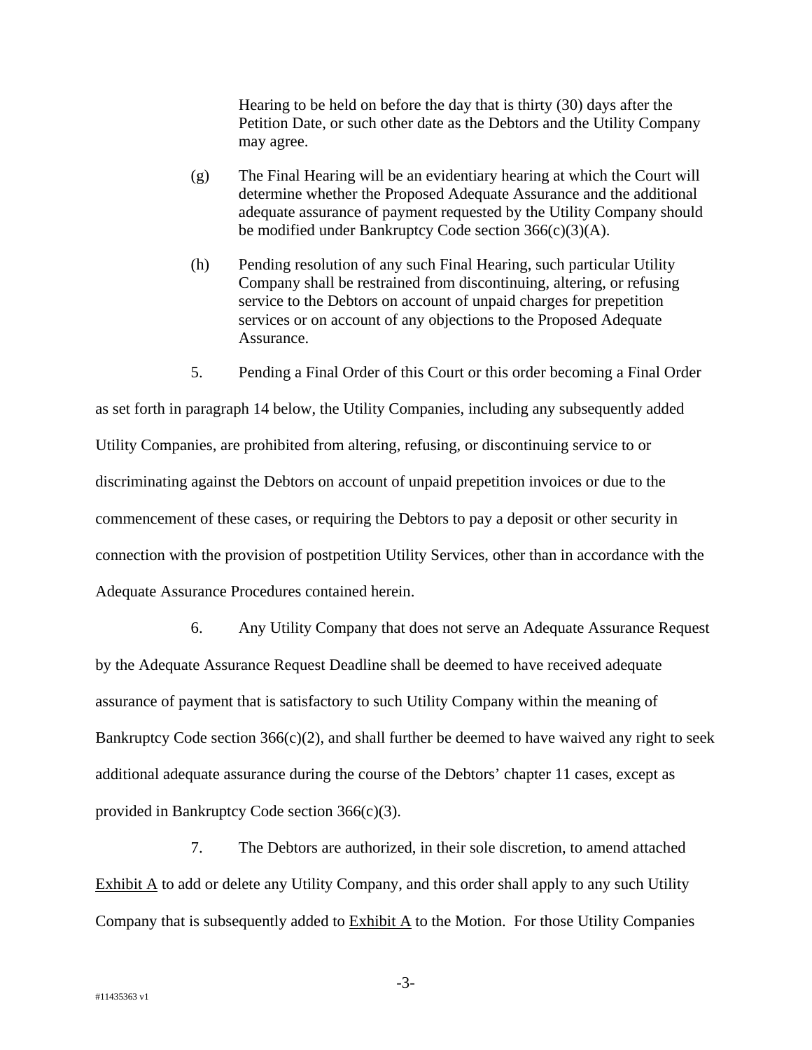Hearing to be held on before the day that is thirty (30) days after the Petition Date, or such other date as the Debtors and the Utility Company may agree.

(g) The Final Hearing will be an evidentiary hearing at which the Court will determine whether the Proposed Adequate Assurance and the additional adequate assurance of payment requested by the Utility Company should be modified under Bankruptcy Code section 366(c)(3)(A).

(h) Pending resolution of any such Final Hearing, such particular Utility Company shall be restrained from discontinuing, altering, or refusing service to the Debtors on account of unpaid charges for prepetition services or on account of any objections to the Proposed Adequate Assurance.

5. Pending a Final Order of this Court or this order becoming a Final Order as set forth in paragraph 14 below, the Utility Companies, including any subsequently added Utility Companies, are prohibited from altering, refusing, or discontinuing service to or discriminating against the Debtors on account of unpaid prepetition invoices or due to the commencement of these cases, or requiring the Debtors to pay a deposit or other security in connection with the provision of postpetition Utility Services, other than in accordance with the Adequate Assurance Procedures contained herein.

6. Any Utility Company that does not serve an Adequate Assurance Request by the Adequate Assurance Request Deadline shall be deemed to have received adequate assurance of payment that is satisfactory to such Utility Company within the meaning of Bankruptcy Code section 366(c)(2), and shall further be deemed to have waived any right to seek additional adequate assurance during the course of the Debtors' chapter 11 cases, except as provided in Bankruptcy Code section 366(c)(3).

7. The Debtors are authorized, in their sole discretion, to amend attached Exhibit A to add or delete any Utility Company, and this order shall apply to any such Utility Company that is subsequently added to Exhibit A to the Motion. For those Utility Companies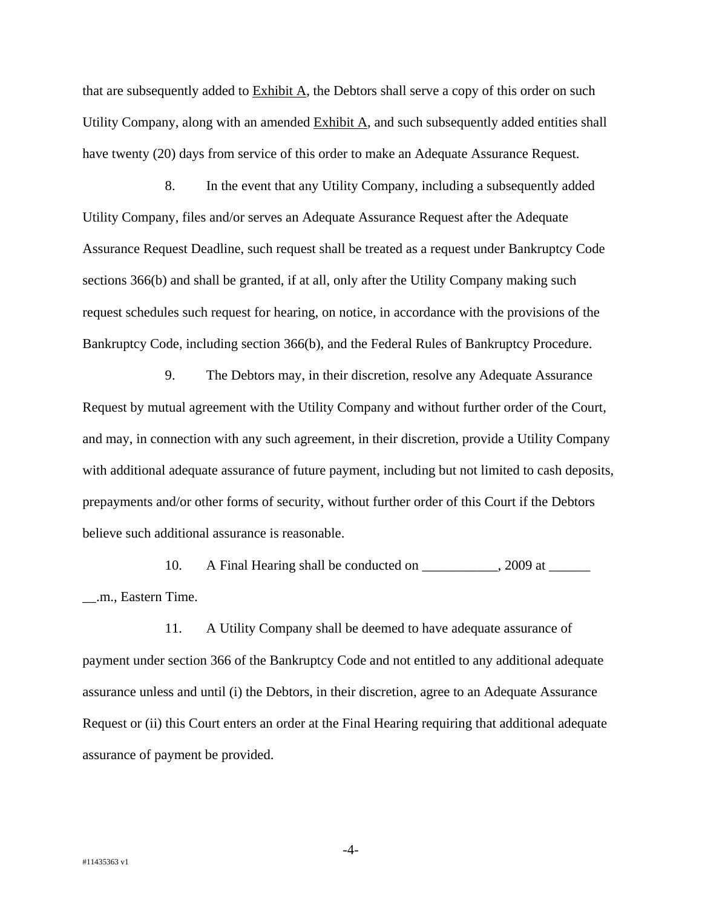that are subsequently added to Exhibit A, the Debtors shall serve a copy of this order on such Utility Company, along with an amended Exhibit A, and such subsequently added entities shall have twenty (20) days from service of this order to make an Adequate Assurance Request.

8. In the event that any Utility Company, including a subsequently added Utility Company, files and/or serves an Adequate Assurance Request after the Adequate Assurance Request Deadline, such request shall be treated as a request under Bankruptcy Code sections 366(b) and shall be granted, if at all, only after the Utility Company making such request schedules such request for hearing, on notice, in accordance with the provisions of the Bankruptcy Code, including section 366(b), and the Federal Rules of Bankruptcy Procedure.

9. The Debtors may, in their discretion, resolve any Adequate Assurance Request by mutual agreement with the Utility Company and without further order of the Court, and may, in connection with any such agreement, in their discretion, provide a Utility Company with additional adequate assurance of future payment, including but not limited to cash deposits, prepayments and/or other forms of security, without further order of this Court if the Debtors believe such additional assurance is reasonable.

10. A Final Hearing shall be conducted on ___________, 2009 at ______ __.m., Eastern Time.

11. A Utility Company shall be deemed to have adequate assurance of payment under section 366 of the Bankruptcy Code and not entitled to any additional adequate assurance unless and until (i) the Debtors, in their discretion, agree to an Adequate Assurance Request or (ii) this Court enters an order at the Final Hearing requiring that additional adequate assurance of payment be provided.

#11435363 v1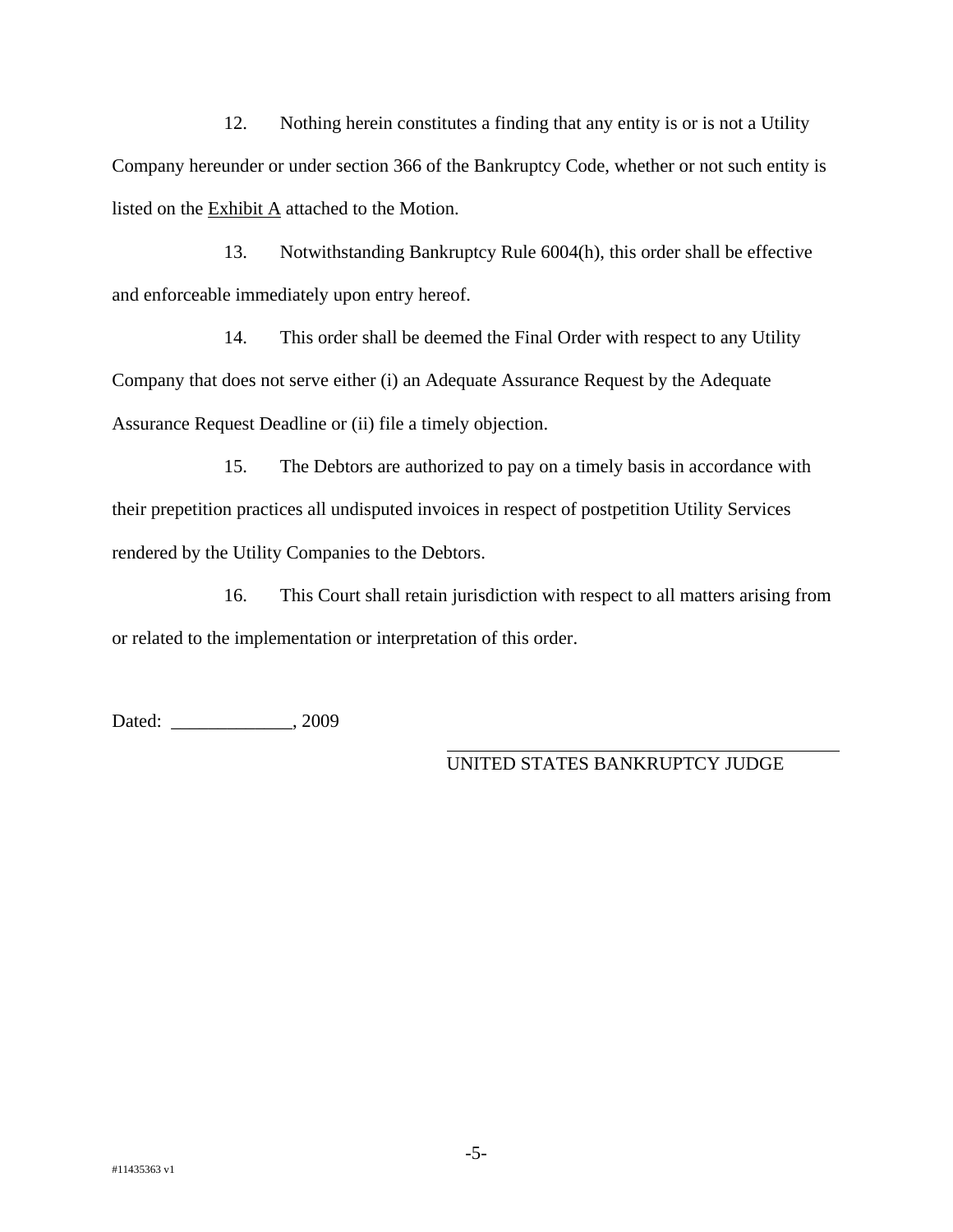12. Nothing herein constitutes a finding that any entity is or is not a Utility Company hereunder or under section 366 of the Bankruptcy Code, whether or not such entity is listed on the Exhibit A attached to the Motion.

13. Notwithstanding Bankruptcy Rule 6004(h), this order shall be effective and enforceable immediately upon entry hereof.

14. This order shall be deemed the Final Order with respect to any Utility Company that does not serve either (i) an Adequate Assurance Request by the Adequate Assurance Request Deadline or (ii) file a timely objection.

15. The Debtors are authorized to pay on a timely basis in accordance with their prepetition practices all undisputed invoices in respect of postpetition Utility Services rendered by the Utility Companies to the Debtors.

16. This Court shall retain jurisdiction with respect to all matters arising from or related to the implementation or interpretation of this order.

Dated: _____________, 2009

______________________________________
UNITED STATES BANKRUPTCY JUDGE

#11435363 v1